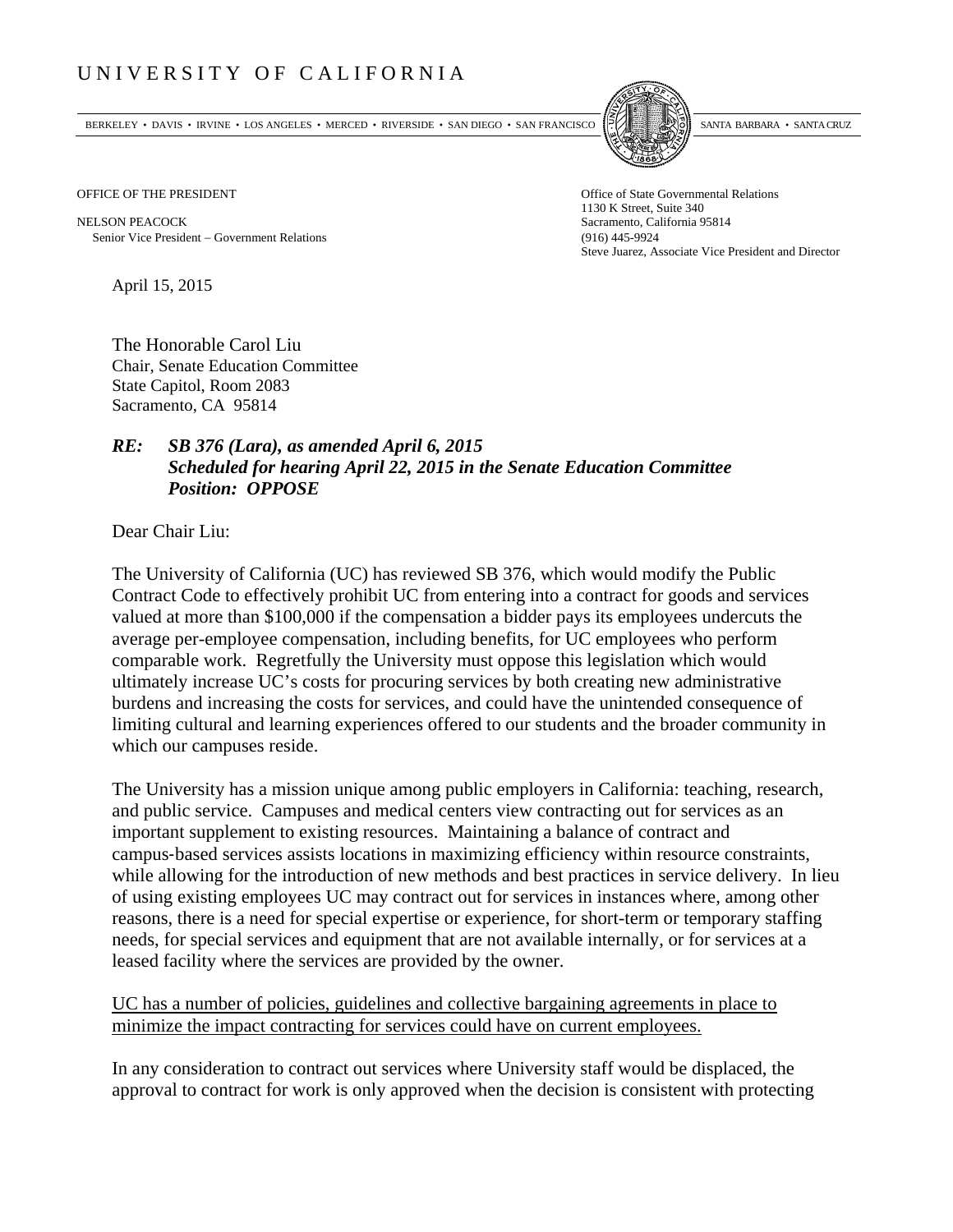# UNIVERSITY OF CALIFORNIA

BERKELEY • DAVIS • IRVINE • LOS ANGELES • MERCED • RIVERSIDE • SAN DIEGO • SAN FRANCISCO SANTA BARBARA • SANTA CRUZ

OFFICE OF THE PRESIDENT

NELSON PEACOCK
Senior Vice President – Government Relations

Office of State Governmental Relations
1130 K Street, Suite 340
Sacramento, California 95814
(916) 445-9924
Steve Juarez, Associate Vice President and Director

April 15, 2015

The Honorable Carol Liu
Chair, Senate Education Committee
State Capitol, Room 2083
Sacramento, CA 95814

***RE: SB 376 (Lara), as amended April 6, 2015***
***Scheduled for hearing April 22, 2015 in the Senate Education Committee***
***Position: OPPOSE***

Dear Chair Liu:

The University of California (UC) has reviewed SB 376, which would modify the Public Contract Code to effectively prohibit UC from entering into a contract for goods and services valued at more than $100,000 if the compensation a bidder pays its employees undercuts the average per-employee compensation, including benefits, for UC employees who perform comparable work. Regretfully the University must oppose this legislation which would ultimately increase UC's costs for procuring services by both creating new administrative burdens and increasing the costs for services, and could have the unintended consequence of limiting cultural and learning experiences offered to our students and the broader community in which our campuses reside.

The University has a mission unique among public employers in California: teaching, research, and public service. Campuses and medical centers view contracting out for services as an important supplement to existing resources. Maintaining a balance of contract and campus-based services assists locations in maximizing efficiency within resource constraints, while allowing for the introduction of new methods and best practices in service delivery. In lieu of using existing employees UC may contract out for services in instances where, among other reasons, there is a need for special expertise or experience, for short-term or temporary staffing needs, for special services and equipment that are not available internally, or for services at a leased facility where the services are provided by the owner.

<u>UC has a number of policies, guidelines and collective bargaining agreements in place to minimize the impact contracting for services could have on current employees.</u>

In any consideration to contract out services where University staff would be displaced, the approval to contract for work is only approved when the decision is consistent with protecting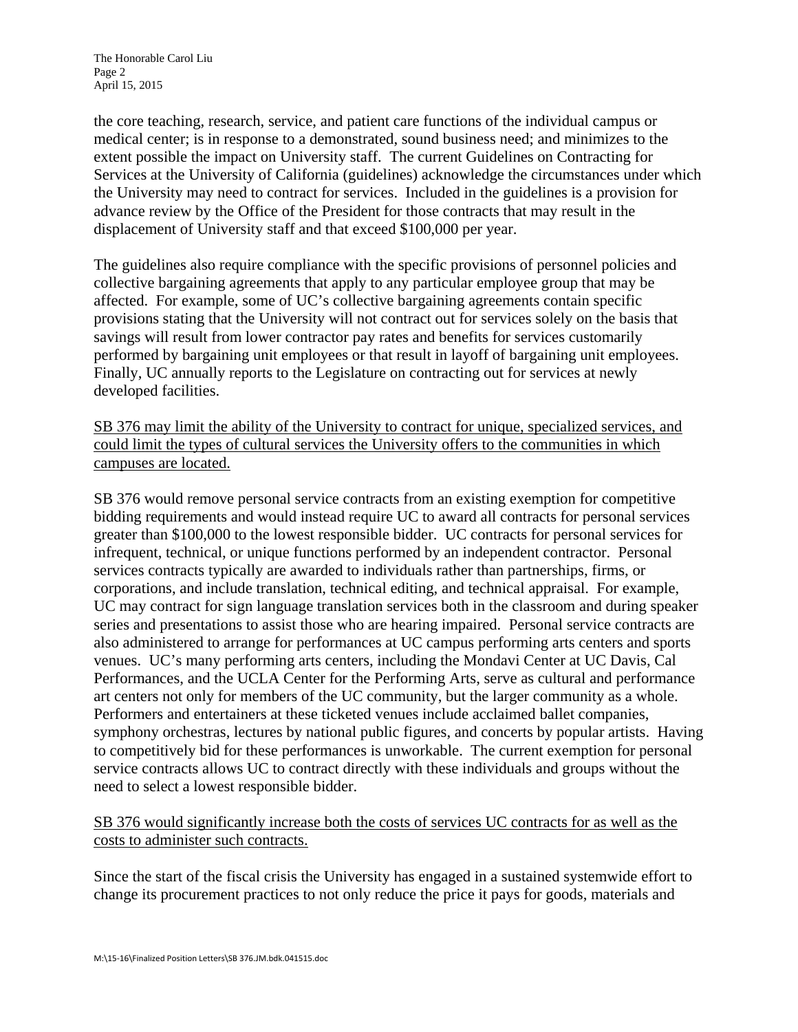the core teaching, research, service, and patient care functions of the individual campus or medical center; is in response to a demonstrated, sound business need; and minimizes to the extent possible the impact on University staff. The current Guidelines on Contracting for Services at the University of California (guidelines) acknowledge the circumstances under which the University may need to contract for services. Included in the guidelines is a provision for advance review by the Office of the President for those contracts that may result in the displacement of University staff and that exceed $100,000 per year.

The guidelines also require compliance with the specific provisions of personnel policies and collective bargaining agreements that apply to any particular employee group that may be affected. For example, some of UC's collective bargaining agreements contain specific provisions stating that the University will not contract out for services solely on the basis that savings will result from lower contractor pay rates and benefits for services customarily performed by bargaining unit employees or that result in layoff of bargaining unit employees. Finally, UC annually reports to the Legislature on contracting out for services at newly developed facilities.

<u>SB 376 may limit the ability of the University to contract for unique, specialized services, and could limit the types of cultural services the University offers to the communities in which campuses are located.</u>

SB 376 would remove personal service contracts from an existing exemption for competitive bidding requirements and would instead require UC to award all contracts for personal services greater than $100,000 to the lowest responsible bidder. UC contracts for personal services for infrequent, technical, or unique functions performed by an independent contractor. Personal services contracts typically are awarded to individuals rather than partnerships, firms, or corporations, and include translation, technical editing, and technical appraisal. For example, UC may contract for sign language translation services both in the classroom and during speaker series and presentations to assist those who are hearing impaired. Personal service contracts are also administered to arrange for performances at UC campus performing arts centers and sports venues. UC's many performing arts centers, including the Mondavi Center at UC Davis, Cal Performances, and the UCLA Center for the Performing Arts, serve as cultural and performance art centers not only for members of the UC community, but the larger community as a whole. Performers and entertainers at these ticketed venues include acclaimed ballet companies, symphony orchestras, lectures by national public figures, and concerts by popular artists. Having to competitively bid for these performances is unworkable. The current exemption for personal service contracts allows UC to contract directly with these individuals and groups without the need to select a lowest responsible bidder.

<u>SB 376 would significantly increase both the costs of services UC contracts for as well as the costs to administer such contracts.</u>

Since the start of the fiscal crisis the University has engaged in a sustained systemwide effort to change its procurement practices to not only reduce the price it pays for goods, materials and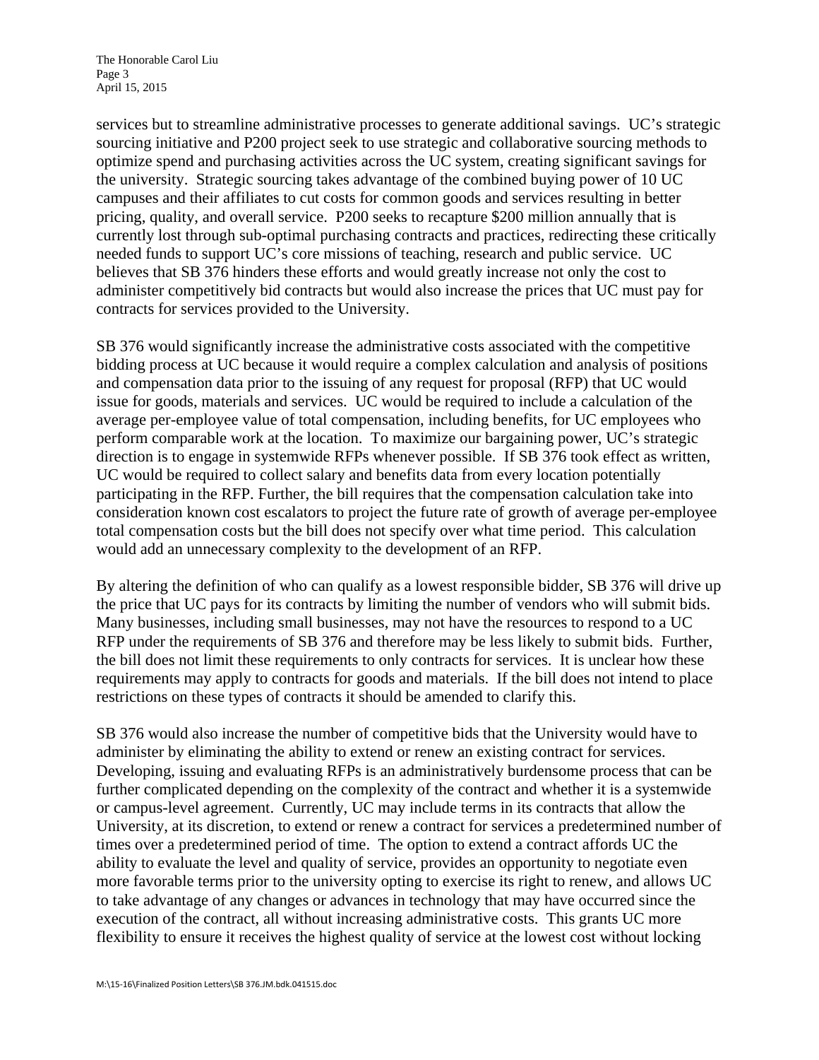services but to streamline administrative processes to generate additional savings. UC's strategic sourcing initiative and P200 project seek to use strategic and collaborative sourcing methods to optimize spend and purchasing activities across the UC system, creating significant savings for the university. Strategic sourcing takes advantage of the combined buying power of 10 UC campuses and their affiliates to cut costs for common goods and services resulting in better pricing, quality, and overall service. P200 seeks to recapture $200 million annually that is currently lost through sub-optimal purchasing contracts and practices, redirecting these critically needed funds to support UC's core missions of teaching, research and public service. UC believes that SB 376 hinders these efforts and would greatly increase not only the cost to administer competitively bid contracts but would also increase the prices that UC must pay for contracts for services provided to the University.

SB 376 would significantly increase the administrative costs associated with the competitive bidding process at UC because it would require a complex calculation and analysis of positions and compensation data prior to the issuing of any request for proposal (RFP) that UC would issue for goods, materials and services. UC would be required to include a calculation of the average per-employee value of total compensation, including benefits, for UC employees who perform comparable work at the location. To maximize our bargaining power, UC's strategic direction is to engage in systemwide RFPs whenever possible. If SB 376 took effect as written, UC would be required to collect salary and benefits data from every location potentially participating in the RFP. Further, the bill requires that the compensation calculation take into consideration known cost escalators to project the future rate of growth of average per-employee total compensation costs but the bill does not specify over what time period. This calculation would add an unnecessary complexity to the development of an RFP.

By altering the definition of who can qualify as a lowest responsible bidder, SB 376 will drive up the price that UC pays for its contracts by limiting the number of vendors who will submit bids. Many businesses, including small businesses, may not have the resources to respond to a UC RFP under the requirements of SB 376 and therefore may be less likely to submit bids. Further, the bill does not limit these requirements to only contracts for services. It is unclear how these requirements may apply to contracts for goods and materials. If the bill does not intend to place restrictions on these types of contracts it should be amended to clarify this.

SB 376 would also increase the number of competitive bids that the University would have to administer by eliminating the ability to extend or renew an existing contract for services. Developing, issuing and evaluating RFPs is an administratively burdensome process that can be further complicated depending on the complexity of the contract and whether it is a systemwide or campus-level agreement. Currently, UC may include terms in its contracts that allow the University, at its discretion, to extend or renew a contract for services a predetermined number of times over a predetermined period of time. The option to extend a contract affords UC the ability to evaluate the level and quality of service, provides an opportunity to negotiate even more favorable terms prior to the university opting to exercise its right to renew, and allows UC to take advantage of any changes or advances in technology that may have occurred since the execution of the contract, all without increasing administrative costs. This grants UC more flexibility to ensure it receives the highest quality of service at the lowest cost without locking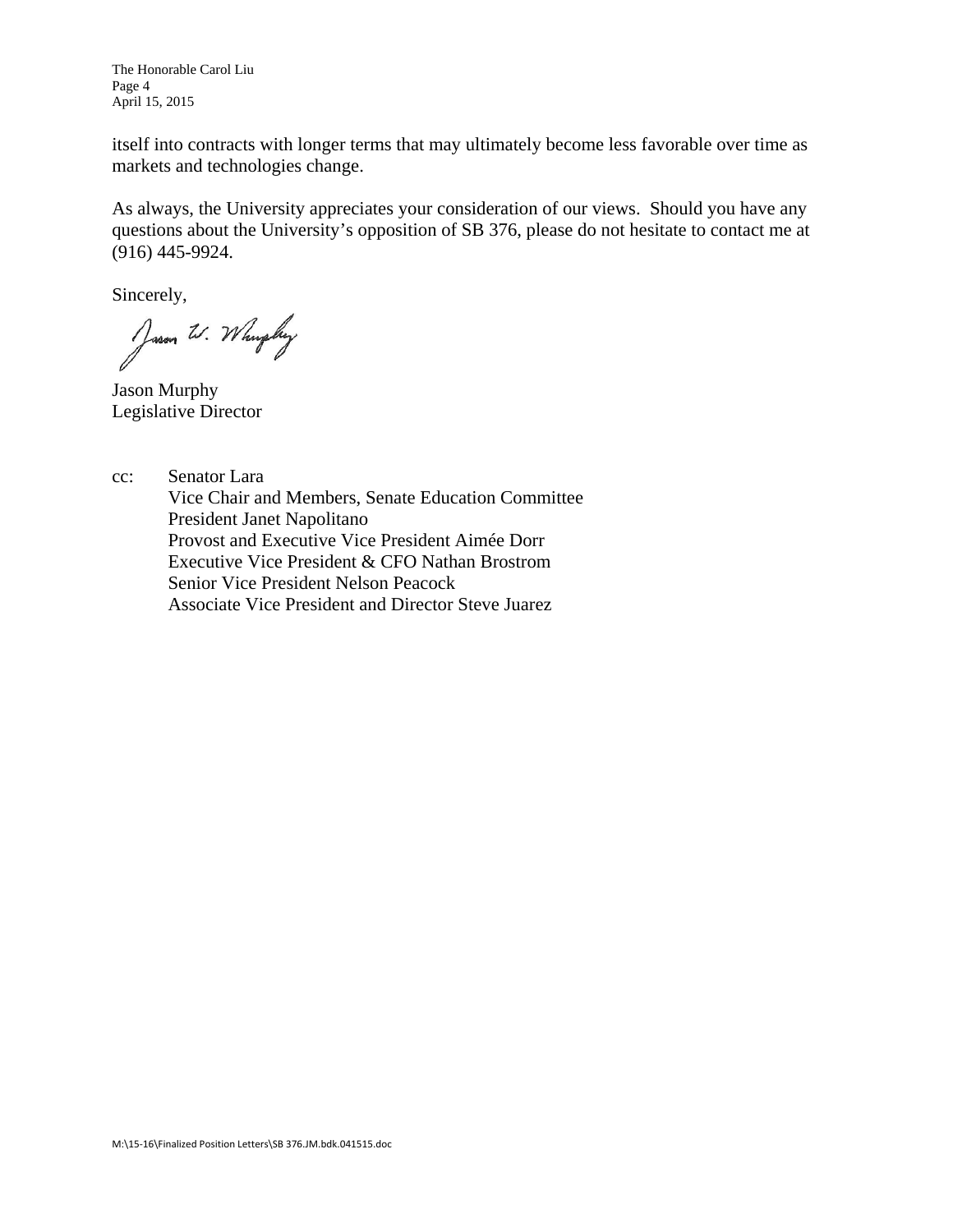itself into contracts with longer terms that may ultimately become less favorable over time as markets and technologies change.

As always, the University appreciates your consideration of our views. Should you have any questions about the University's opposition of SB 376, please do not hesitate to contact me at (916) 445-9924.

Sincerely,

Jason Murphy
Legislative Director

cc: Senator Lara
Vice Chair and Members, Senate Education Committee
President Janet Napolitano
Provost and Executive Vice President Aimée Dorr
Executive Vice President & CFO Nathan Brostrom
Senior Vice President Nelson Peacock
Associate Vice President and Director Steve Juarez

M:\15-16\Finalized Position Letters\SB 376.JM.bdk.041515.doc